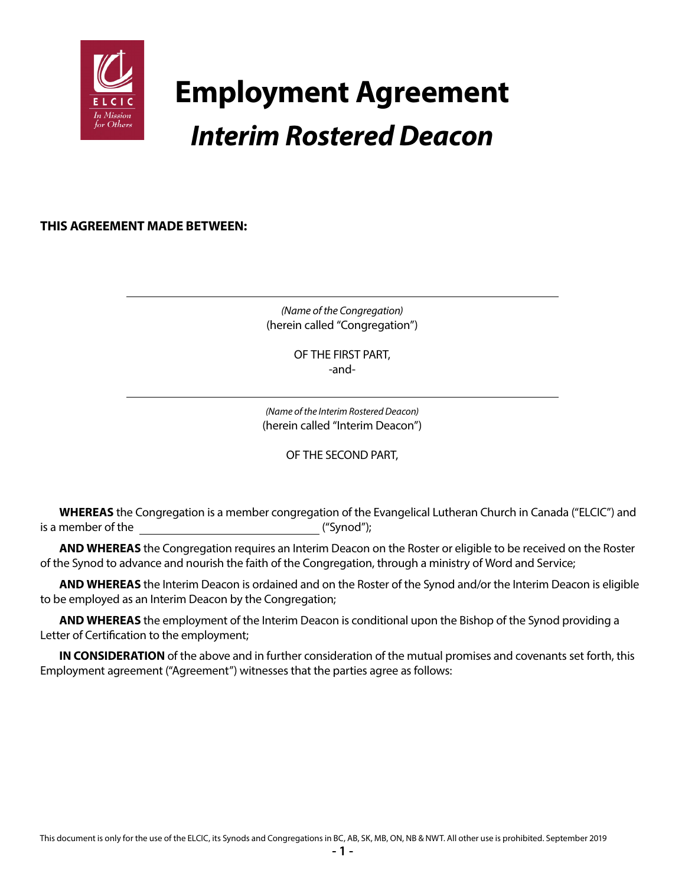# Employment Agreement

## *Interim Rostered Deacon*

**THIS AGREEMENT MADE BETWEEN:**

\_\_\_\_\_\_\_\_\_\_\_\_\_\_\_\_\_\_\_\_\_\_\_\_\_\_\_\_\_\_\_\_\_\_\_\_\_\_\_\_\_\_\_\_\_\_\_\_\_\_\_\_

*(Name of the Congregation)*
(herein called "Congregation")

OF THE FIRST PART,
-and-

\_\_\_\_\_\_\_\_\_\_\_\_\_\_\_\_\_\_\_\_\_\_\_\_\_\_\_\_\_\_\_\_\_\_\_\_\_\_\_\_\_\_\_\_\_\_\_\_\_\_\_\_

*(Name of the Interim Rostered Deacon)*
(herein called "Interim Deacon")

OF THE SECOND PART,

**WHEREAS** the Congregation is a member congregation of the Evangelical Lutheran Church in Canada ("ELCIC") and is a member of the \_\_\_\_\_\_\_\_\_\_\_\_\_\_\_\_\_\_\_\_\_\_\_\_\_\_\_\_\_\_ ("Synod");

**AND WHEREAS** the Congregation requires an Interim Deacon on the Roster or eligible to be received on the Roster of the Synod to advance and nourish the faith of the Congregation, through a ministry of Word and Service;

**AND WHEREAS** the Interim Deacon is ordained and on the Roster of the Synod and/or the Interim Deacon is eligible to be employed as an Interim Deacon by the Congregation;

**AND WHEREAS** the employment of the Interim Deacon is conditional upon the Bishop of the Synod providing a Letter of Certification to the employment;

**IN CONSIDERATION** of the above and in further consideration of the mutual promises and covenants set forth, this Employment agreement ("Agreement") witnesses that the parties agree as follows:

This document is only for the use of the ELCIC, its Synods and Congregations in BC, AB, SK, MB, ON, NB & NWT. All other use is prohibited. September 2019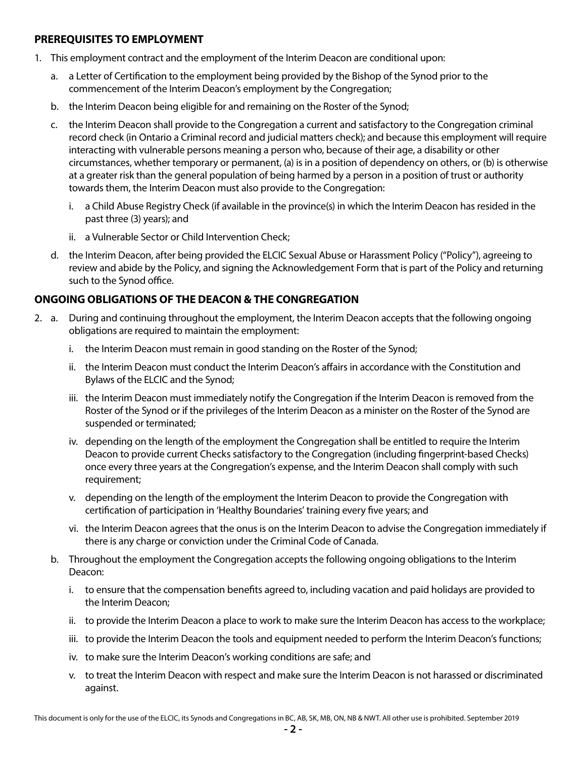## PREREQUISITES TO EMPLOYMENT

1. This employment contract and the employment of the Interim Deacon are conditional upon:

   a. a Letter of Certification to the employment being provided by the Bishop of the Synod prior to the commencement of the Interim Deacon's employment by the Congregation;

   b. the Interim Deacon being eligible for and remaining on the Roster of the Synod;

   c. the Interim Deacon shall provide to the Congregation a current and satisfactory to the Congregation criminal record check (in Ontario a Criminal record and judicial matters check); and because this employment will require interacting with vulnerable persons meaning a person who, because of their age, a disability or other circumstances, whether temporary or permanent, (a) is in a position of dependency on others, or (b) is otherwise at a greater risk than the general population of being harmed by a person in a position of trust or authority towards them, the Interim Deacon must also provide to the Congregation:

      i. a Child Abuse Registry Check (if available in the province(s) in which the Interim Deacon has resided in the past three (3) years); and

      ii. a Vulnerable Sector or Child Intervention Check;

   d. the Interim Deacon, after being provided the ELCIC Sexual Abuse or Harassment Policy ("Policy"), agreeing to review and abide by the Policy, and signing the Acknowledgement Form that is part of the Policy and returning such to the Synod office.

## ONGOING OBLIGATIONS OF THE DEACON & THE CONGREGATION

2. a. During and continuing throughout the employment, the Interim Deacon accepts that the following ongoing obligations are required to maintain the employment:

      i. the Interim Deacon must remain in good standing on the Roster of the Synod;

      ii. the Interim Deacon must conduct the Interim Deacon's affairs in accordance with the Constitution and Bylaws of the ELCIC and the Synod;

      iii. the Interim Deacon must immediately notify the Congregation if the Interim Deacon is removed from the Roster of the Synod or if the privileges of the Interim Deacon as a minister on the Roster of the Synod are suspended or terminated;

      iv. depending on the length of the employment the Congregation shall be entitled to require the Interim Deacon to provide current Checks satisfactory to the Congregation (including fingerprint-based Checks) once every three years at the Congregation's expense, and the Interim Deacon shall comply with such requirement;

      v. depending on the length of the employment the Interim Deacon to provide the Congregation with certification of participation in 'Healthy Boundaries' training every five years; and

      vi. the Interim Deacon agrees that the onus is on the Interim Deacon to advise the Congregation immediately if there is any charge or conviction under the Criminal Code of Canada.

   b. Throughout the employment the Congregation accepts the following ongoing obligations to the Interim Deacon:

      i. to ensure that the compensation benefits agreed to, including vacation and paid holidays are provided to the Interim Deacon;

      ii. to provide the Interim Deacon a place to work to make sure the Interim Deacon has access to the workplace;

      iii. to provide the Interim Deacon the tools and equipment needed to perform the Interim Deacon's functions;

      iv. to make sure the Interim Deacon's working conditions are safe; and

      v. to treat the Interim Deacon with respect and make sure the Interim Deacon is not harassed or discriminated against.

This document is only for the use of the ELCIC, its Synods and Congregations in BC, AB, SK, MB, ON, NB & NWT. All other use is prohibited. September 2019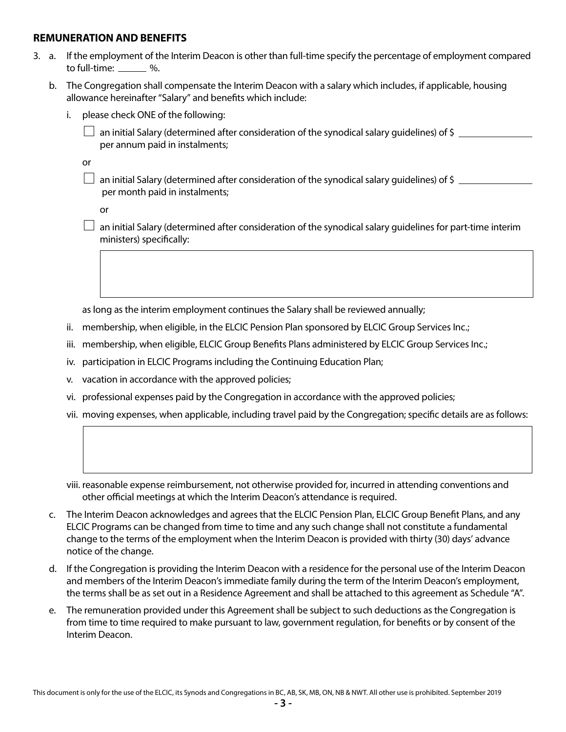## REMUNERATION AND BENEFITS

3. a. If the employment of the Interim Deacon is other than full-time specify the percentage of employment compared to full-time: ______ %.

   b. The Congregation shall compensate the Interim Deacon with a salary which includes, if applicable, housing allowance hereinafter "Salary" and benefits which include:

      i. please check ONE of the following:

         ☐ an initial Salary (determined after consideration of the synodical salary guidelines) of $ ______________ per annum paid in instalments;

         or

         ☐ an initial Salary (determined after consideration of the synodical salary guidelines) of $ ______________ per month paid in instalments;

         or

         ☐ an initial Salary (determined after consideration of the synodical salary guidelines for part-time interim ministers) specifically:

         | |
         |---|
         | |

         as long as the interim employment continues the Salary shall be reviewed annually;

      ii. membership, when eligible, in the ELCIC Pension Plan sponsored by ELCIC Group Services Inc.;

      iii. membership, when eligible, ELCIC Group Benefits Plans administered by ELCIC Group Services Inc.;

      iv. participation in ELCIC Programs including the Continuing Education Plan;

      v. vacation in accordance with the approved policies;

      vi. professional expenses paid by the Congregation in accordance with the approved policies;

      vii. moving expenses, when applicable, including travel paid by the Congregation; specific details are as follows:

         | |
         |---|
         | |

      viii. reasonable expense reimbursement, not otherwise provided for, incurred in attending conventions and other official meetings at which the Interim Deacon's attendance is required.

   c. The Interim Deacon acknowledges and agrees that the ELCIC Pension Plan, ELCIC Group Benefit Plans, and any ELCIC Programs can be changed from time to time and any such change shall not constitute a fundamental change to the terms of the employment when the Interim Deacon is provided with thirty (30) days' advance notice of the change.

   d. If the Congregation is providing the Interim Deacon with a residence for the personal use of the Interim Deacon and members of the Interim Deacon's immediate family during the term of the Interim Deacon's employment, the terms shall be as set out in a Residence Agreement and shall be attached to this agreement as Schedule "A".

   e. The remuneration provided under this Agreement shall be subject to such deductions as the Congregation is from time to time required to make pursuant to law, government regulation, for benefits or by consent of the Interim Deacon.

This document is only for the use of the ELCIC, its Synods and Congregations in BC, AB, SK, MB, ON, NB & NWT. All other use is prohibited. September 2019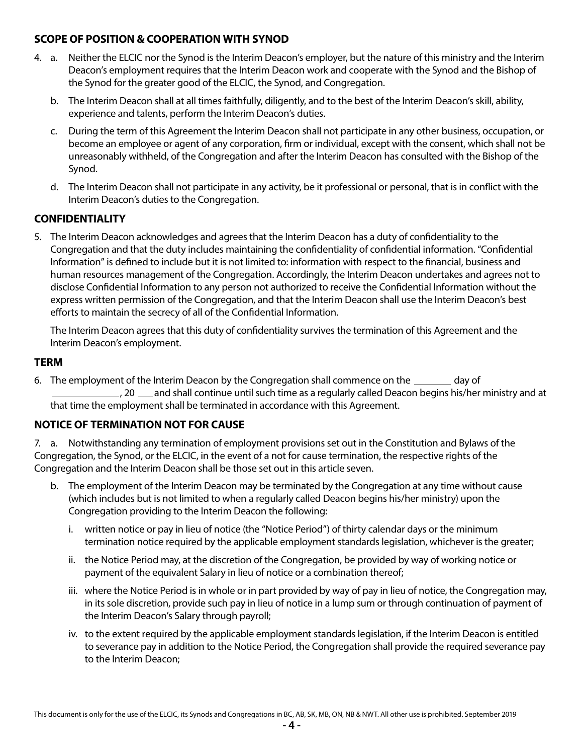## SCOPE OF POSITION & COOPERATION WITH SYNOD

4. a. Neither the ELCIC nor the Synod is the Interim Deacon's employer, but the nature of this ministry and the Interim Deacon's employment requires that the Interim Deacon work and cooperate with the Synod and the Bishop of the Synod for the greater good of the ELCIC, the Synod, and Congregation.

   b. The Interim Deacon shall at all times faithfully, diligently, and to the best of the Interim Deacon's skill, ability, experience and talents, perform the Interim Deacon's duties.

   c. During the term of this Agreement the Interim Deacon shall not participate in any other business, occupation, or become an employee or agent of any corporation, firm or individual, except with the consent, which shall not be unreasonably withheld, of the Congregation and after the Interim Deacon has consulted with the Bishop of the Synod.

   d. The Interim Deacon shall not participate in any activity, be it professional or personal, that is in conflict with the Interim Deacon's duties to the Congregation.

## CONFIDENTIALITY

5. The Interim Deacon acknowledges and agrees that the Interim Deacon has a duty of confidentiality to the Congregation and that the duty includes maintaining the confidentiality of confidential information. "Confidential Information" is defined to include but it is not limited to: information with respect to the financial, business and human resources management of the Congregation. Accordingly, the Interim Deacon undertakes and agrees not to disclose Confidential Information to any person not authorized to receive the Confidential Information without the express written permission of the Congregation, and that the Interim Deacon shall use the Interim Deacon's best efforts to maintain the secrecy of all of the Confidential Information.

   The Interim Deacon agrees that this duty of confidentiality survives the termination of this Agreement and the Interim Deacon's employment.

## TERM

6. The employment of the Interim Deacon by the Congregation shall commence on the ________ day of ______________, 20 ___ and shall continue until such time as a regularly called Deacon begins his/her ministry and at that time the employment shall be terminated in accordance with this Agreement.

## NOTICE OF TERMINATION NOT FOR CAUSE

7. a. Notwithstanding any termination of employment provisions set out in the Constitution and Bylaws of the Congregation, the Synod, or the ELCIC, in the event of a not for cause termination, the respective rights of the Congregation and the Interim Deacon shall be those set out in this article seven.

   b. The employment of the Interim Deacon may be terminated by the Congregation at any time without cause (which includes but is not limited to when a regularly called Deacon begins his/her ministry) upon the Congregation providing to the Interim Deacon the following:

      i. written notice or pay in lieu of notice (the "Notice Period") of thirty calendar days or the minimum termination notice required by the applicable employment standards legislation, whichever is the greater;

      ii. the Notice Period may, at the discretion of the Congregation, be provided by way of working notice or payment of the equivalent Salary in lieu of notice or a combination thereof;

      iii. where the Notice Period is in whole or in part provided by way of pay in lieu of notice, the Congregation may, in its sole discretion, provide such pay in lieu of notice in a lump sum or through continuation of payment of the Interim Deacon's Salary through payroll;

      iv. to the extent required by the applicable employment standards legislation, if the Interim Deacon is entitled to severance pay in addition to the Notice Period, the Congregation shall provide the required severance pay to the Interim Deacon;

This document is only for the use of the ELCIC, its Synods and Congregations in BC, AB, SK, MB, ON, NB & NWT. All other use is prohibited. September 2019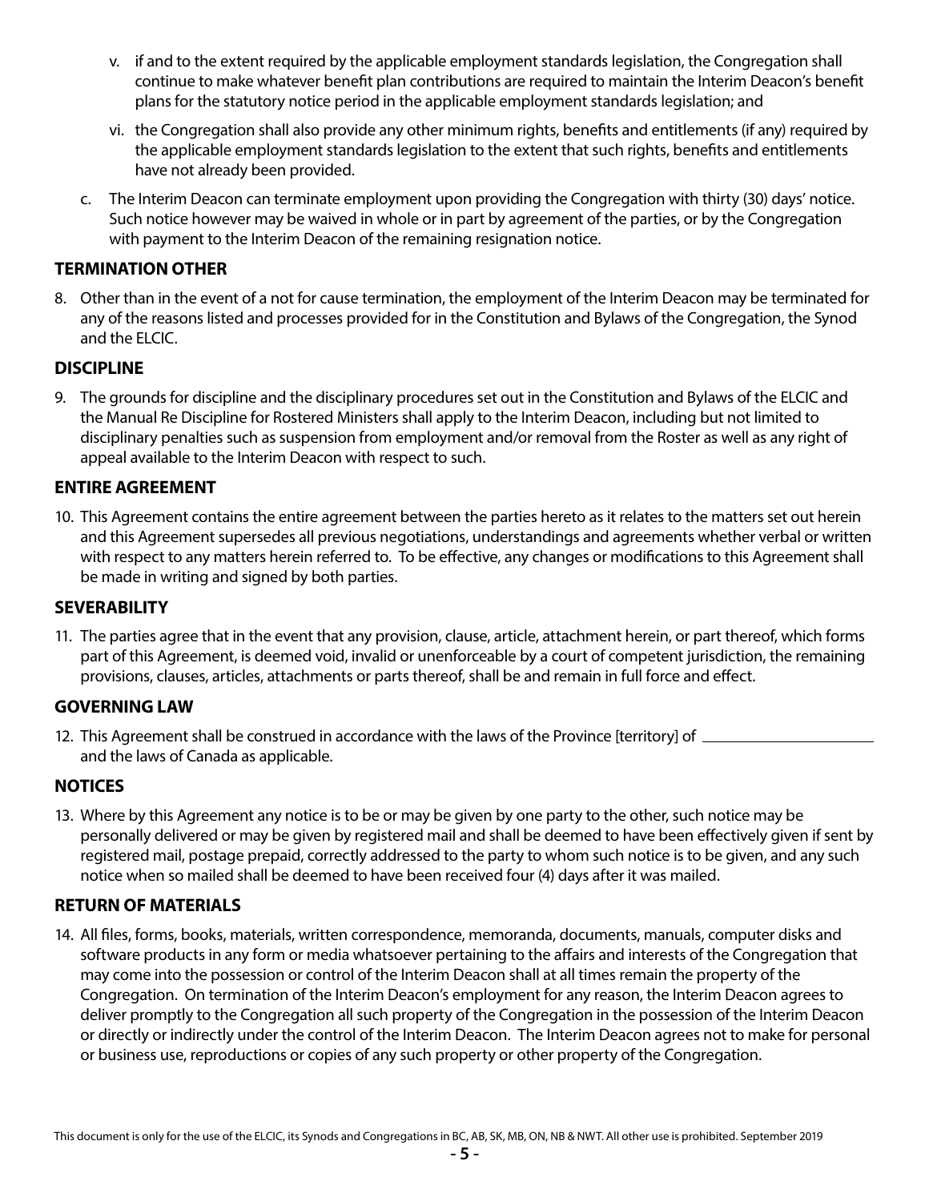v. if and to the extent required by the applicable employment standards legislation, the Congregation shall continue to make whatever benefit plan contributions are required to maintain the Interim Deacon's benefit plans for the statutory notice period in the applicable employment standards legislation; and

vi. the Congregation shall also provide any other minimum rights, benefits and entitlements (if any) required by the applicable employment standards legislation to the extent that such rights, benefits and entitlements have not already been provided.

c. The Interim Deacon can terminate employment upon providing the Congregation with thirty (30) days' notice. Such notice however may be waived in whole or in part by agreement of the parties, or by the Congregation with payment to the Interim Deacon of the remaining resignation notice.

## TERMINATION OTHER

8. Other than in the event of a not for cause termination, the employment of the Interim Deacon may be terminated for any of the reasons listed and processes provided for in the Constitution and Bylaws of the Congregation, the Synod and the ELCIC.

## DISCIPLINE

9. The grounds for discipline and the disciplinary procedures set out in the Constitution and Bylaws of the ELCIC and the Manual Re Discipline for Rostered Ministers shall apply to the Interim Deacon, including but not limited to disciplinary penalties such as suspension from employment and/or removal from the Roster as well as any right of appeal available to the Interim Deacon with respect to such.

## ENTIRE AGREEMENT

10. This Agreement contains the entire agreement between the parties hereto as it relates to the matters set out herein and this Agreement supersedes all previous negotiations, understandings and agreements whether verbal or written with respect to any matters herein referred to. To be effective, any changes or modifications to this Agreement shall be made in writing and signed by both parties.

## SEVERABILITY

11. The parties agree that in the event that any provision, clause, article, attachment herein, or part thereof, which forms part of this Agreement, is deemed void, invalid or unenforceable by a court of competent jurisdiction, the remaining provisions, clauses, articles, attachments or parts thereof, shall be and remain in full force and effect.

## GOVERNING LAW

12. This Agreement shall be construed in accordance with the laws of the Province [territory] of ____________________ and the laws of Canada as applicable.

## NOTICES

13. Where by this Agreement any notice is to be or may be given by one party to the other, such notice may be personally delivered or may be given by registered mail and shall be deemed to have been effectively given if sent by registered mail, postage prepaid, correctly addressed to the party to whom such notice is to be given, and any such notice when so mailed shall be deemed to have been received four (4) days after it was mailed.

## RETURN OF MATERIALS

14. All files, forms, books, materials, written correspondence, memoranda, documents, manuals, computer disks and software products in any form or media whatsoever pertaining to the affairs and interests of the Congregation that may come into the possession or control of the Interim Deacon shall at all times remain the property of the Congregation. On termination of the Interim Deacon's employment for any reason, the Interim Deacon agrees to deliver promptly to the Congregation all such property of the Congregation in the possession of the Interim Deacon or directly or indirectly under the control of the Interim Deacon. The Interim Deacon agrees not to make for personal or business use, reproductions or copies of any such property or other property of the Congregation.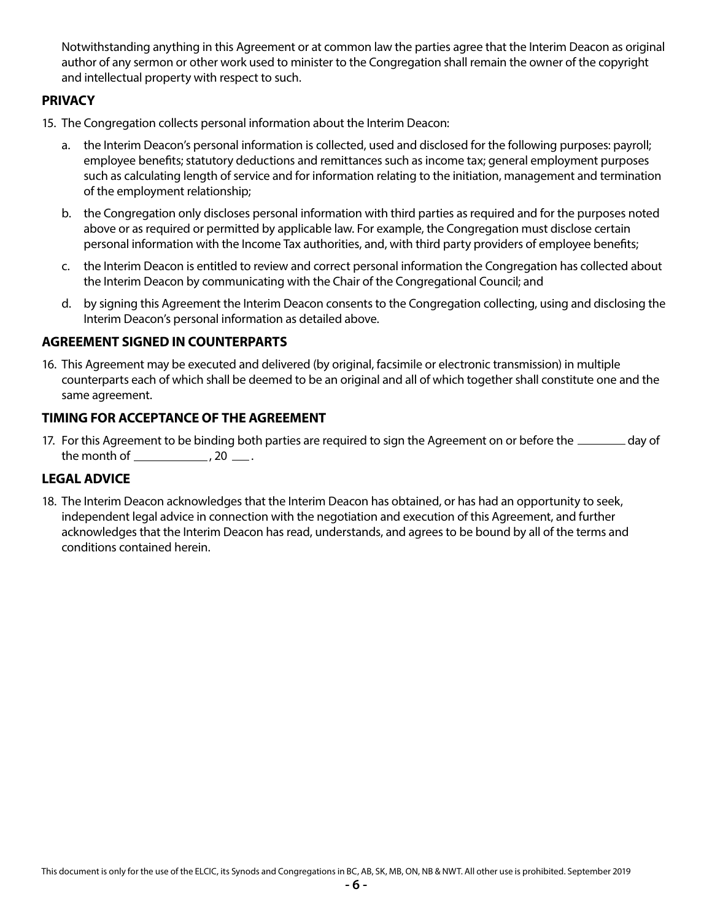Notwithstanding anything in this Agreement or at common law the parties agree that the Interim Deacon as original author of any sermon or other work used to minister to the Congregation shall remain the owner of the copyright and intellectual property with respect to such.

## PRIVACY

15. The Congregation collects personal information about the Interim Deacon:

    a. the Interim Deacon's personal information is collected, used and disclosed for the following purposes: payroll; employee benefits; statutory deductions and remittances such as income tax; general employment purposes such as calculating length of service and for information relating to the initiation, management and termination of the employment relationship;

    b. the Congregation only discloses personal information with third parties as required and for the purposes noted above or as required or permitted by applicable law. For example, the Congregation must disclose certain personal information with the Income Tax authorities, and, with third party providers of employee benefits;

    c. the Interim Deacon is entitled to review and correct personal information the Congregation has collected about the Interim Deacon by communicating with the Chair of the Congregational Council; and

    d. by signing this Agreement the Interim Deacon consents to the Congregation collecting, using and disclosing the Interim Deacon's personal information as detailed above.

## AGREEMENT SIGNED IN COUNTERPARTS

16. This Agreement may be executed and delivered (by original, facsimile or electronic transmission) in multiple counterparts each of which shall be deemed to be an original and all of which together shall constitute one and the same agreement.

## TIMING FOR ACCEPTANCE OF THE AGREEMENT

17. For this Agreement to be binding both parties are required to sign the Agreement on or before the ________ day of the month of ____________ , 20 ___ .

## LEGAL ADVICE

18. The Interim Deacon acknowledges that the Interim Deacon has obtained, or has had an opportunity to seek, independent legal advice in connection with the negotiation and execution of this Agreement, and further acknowledges that the Interim Deacon has read, understands, and agrees to be bound by all of the terms and conditions contained herein.

This document is only for the use of the ELCIC, its Synods and Congregations in BC, AB, SK, MB, ON, NB & NWT. All other use is prohibited. September 2019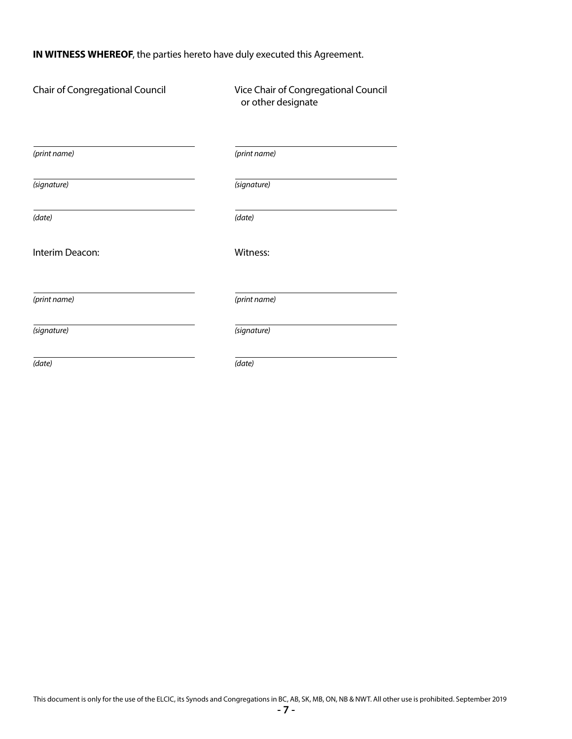**IN WITNESS WHEREOF**, the parties hereto have duly executed this Agreement.

| Chair of Congregational Council | Vice Chair of Congregational Council or other designate |
|---|---|
| ______________________ | ______________________ |
| *(print name)* | *(print name)* |
| ______________________ | ______________________ |
| *(signature)* | *(signature)* |
| ______________________ | ______________________ |
| *(date)* | *(date)* |

| Interim Deacon: | Witness: |
|---|---|
| ______________________ | ______________________ |
| *(print name)* | *(print name)* |
| ______________________ | ______________________ |
| *(signature)* | *(signature)* |
| ______________________ | ______________________ |
| *(date)* | *(date)* |

This document is only for the use of the ELCIC, its Synods and Congregations in BC, AB, SK, MB, ON, NB & NWT. All other use is prohibited. September 2019